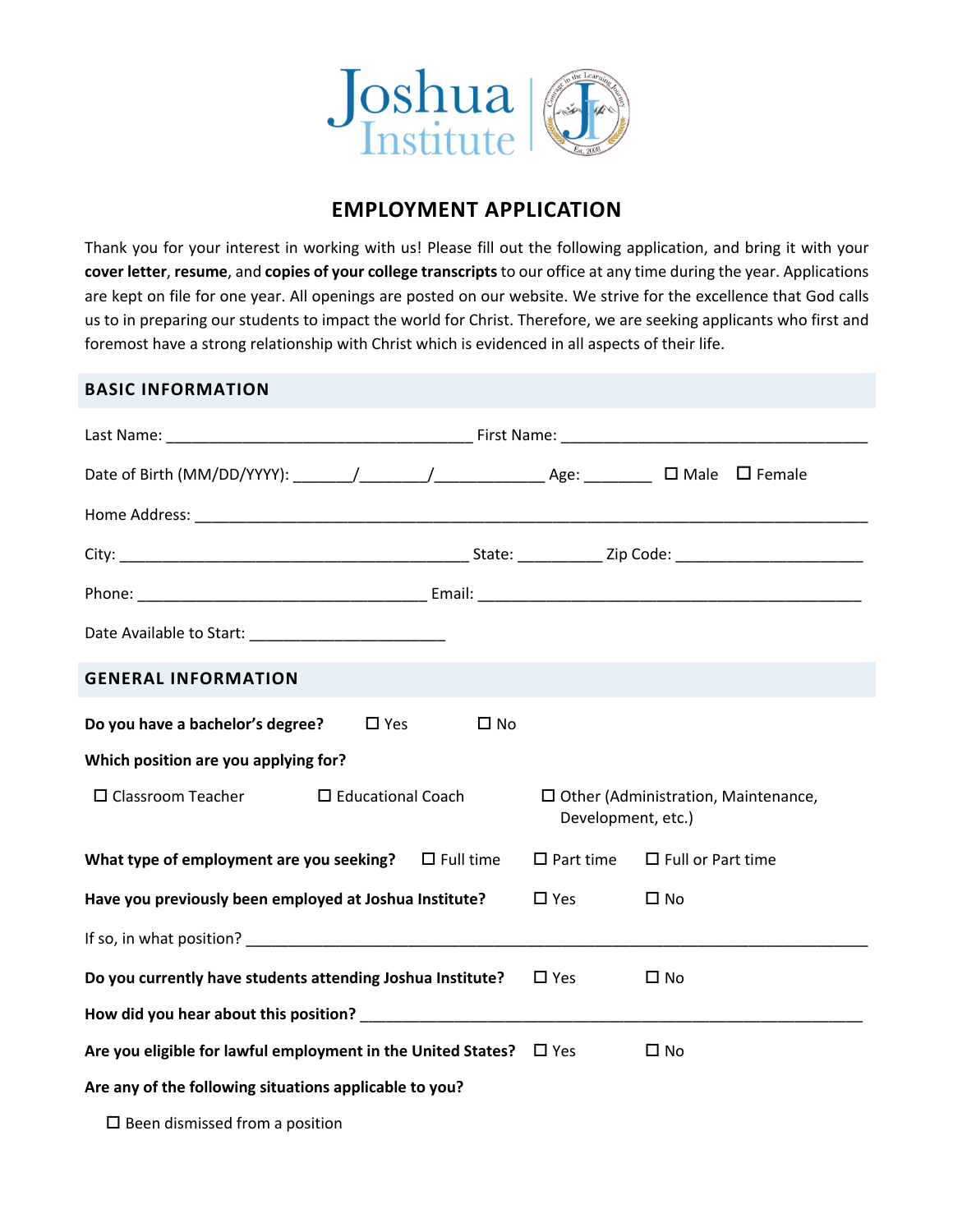Joshua Institute

# EMPLOYMENT APPLICATION

Thank you for your interest in working with us! Please fill out the following application, and bring it with your **cover letter**, **resume**, and **copies of your college transcripts** to our office at any time during the year. Applications are kept on file for one year. All openings are posted on our website. We strive for the excellence that God calls us to in preparing our students to impact the world for Christ. Therefore, we are seeking applicants who first and foremost have a strong relationship with Christ which is evidenced in all aspects of their life.

## BASIC INFORMATION

Last Name: ____________________________________ First Name: ____________________________________

Date of Birth (MM/DD/YYYY): _______/________/_____________ Age: ________ ☐ Male ☐ Female

Home Address: ________________________________________________________________________________

City: __________________________________________ State: __________ Zip Code: ______________________

Phone: __________________________________ Email: ______________________________________________

Date Available to Start: _______________________

## GENERAL INFORMATION

**Do you have a bachelor's degree?** ☐ Yes ☐ No

**Which position are you applying for?**

☐ Classroom Teacher ☐ Educational Coach ☐ Other (Administration, Maintenance, Development, etc.)

**What type of employment are you seeking?** ☐ Full time ☐ Part time ☐ Full or Part time

**Have you previously been employed at Joshua Institute?** ☐ Yes ☐ No

If so, in what position? ___________________________________________________________________________

**Do you currently have students attending Joshua Institute?** ☐ Yes ☐ No

**How did you hear about this position?** _____________________________________________________________

**Are you eligible for lawful employment in the United States?** ☐ Yes ☐ No

**Are any of the following situations applicable to you?**

☐ Been dismissed from a position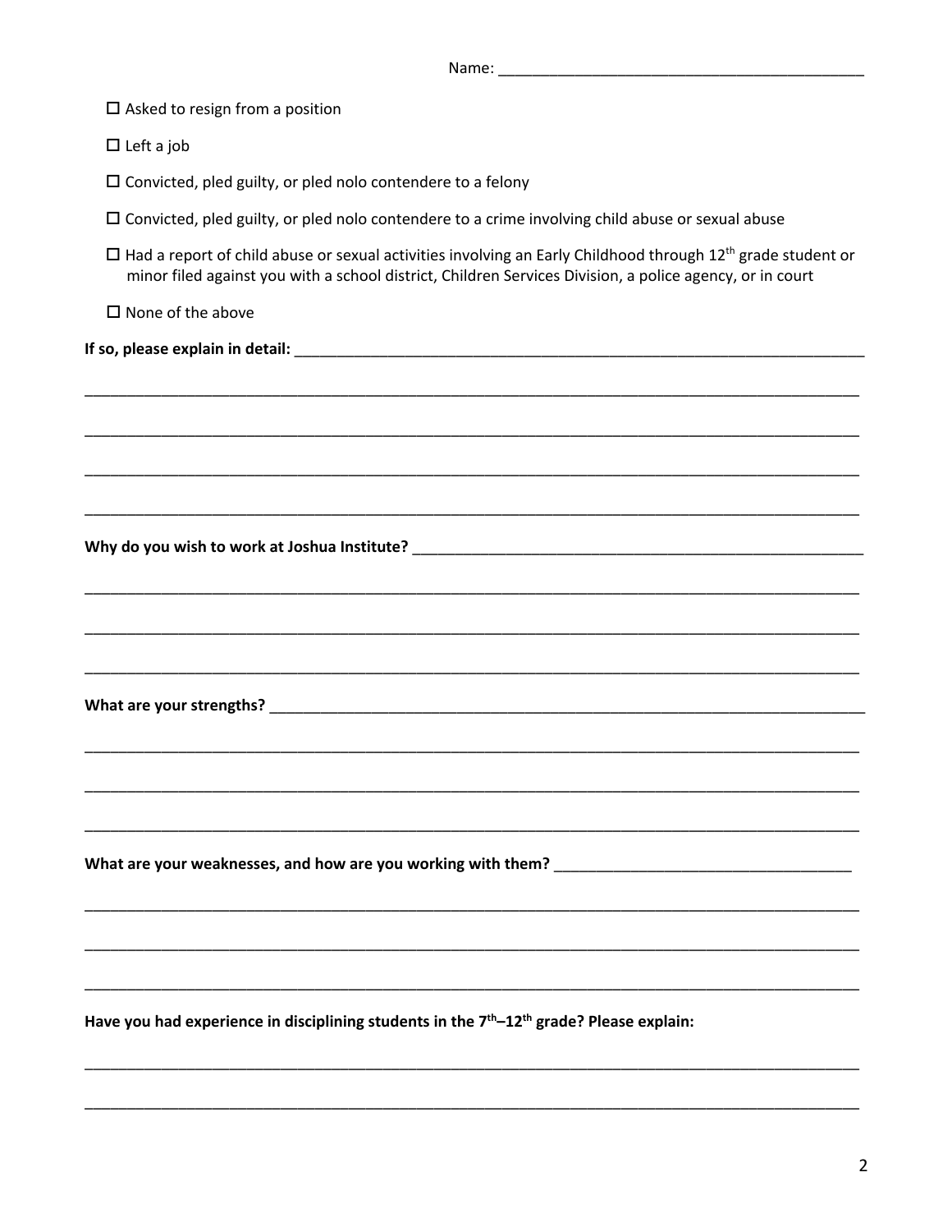Name: ___________________________________________

- ☐ Asked to resign from a position
- ☐ Left a job
- ☐ Convicted, pled guilty, or pled nolo contendere to a felony
- ☐ Convicted, pled guilty, or pled nolo contendere to a crime involving child abuse or sexual abuse
- ☐ Had a report of child abuse or sexual activities involving an Early Childhood through 12th grade student or minor filed against you with a school district, Children Services Division, a police agency, or in court
- ☐ None of the above

**If so, please explain in detail:** _______________________________________________________________________

_______________________________________________________________________________________________

_______________________________________________________________________________________________

_______________________________________________________________________________________________

_______________________________________________________________________________________________

**Why do you wish to work at Joshua Institute?** ____________________________________________________

_______________________________________________________________________________________________

_______________________________________________________________________________________________

_______________________________________________________________________________________________

**What are your strengths?** ___________________________________________________________________

_______________________________________________________________________________________________

_______________________________________________________________________________________________

_______________________________________________________________________________________________

**What are your weaknesses, and how are you working with them?** ___________________________________

_______________________________________________________________________________________________

_______________________________________________________________________________________________

_______________________________________________________________________________________________

**Have you had experience in disciplining students in the 7th–12th grade? Please explain:**

_______________________________________________________________________________________________

_______________________________________________________________________________________________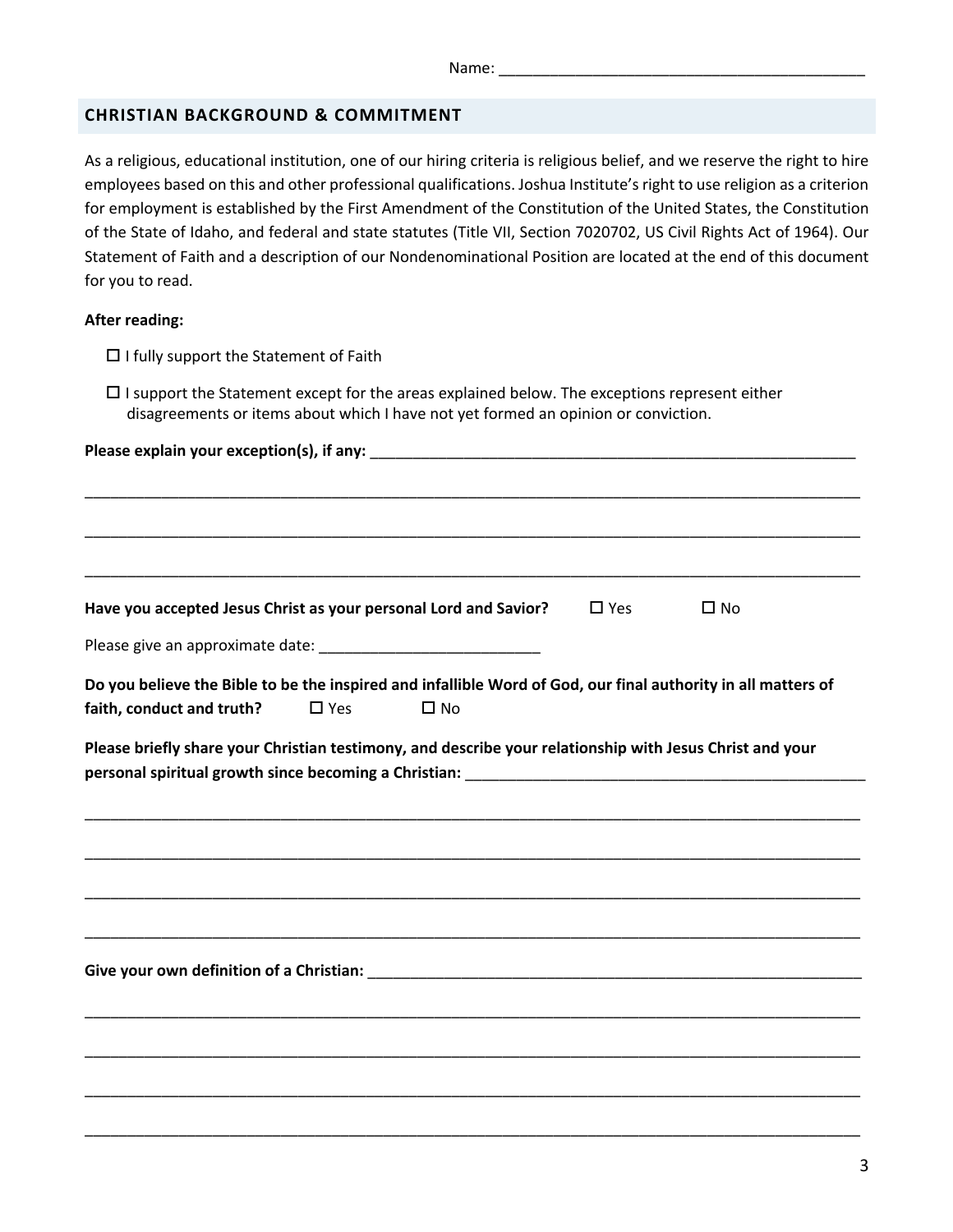Name: ___________________________________________

## CHRISTIAN BACKGROUND & COMMITMENT

As a religious, educational institution, one of our hiring criteria is religious belief, and we reserve the right to hire employees based on this and other professional qualifications. Joshua Institute's right to use religion as a criterion for employment is established by the First Amendment of the Constitution of the United States, the Constitution of the State of Idaho, and federal and state statutes (Title VII, Section 7020702, US Civil Rights Act of 1964). Our Statement of Faith and a description of our Nondenominational Position are located at the end of this document for you to read.

**After reading:**

- ☐ I fully support the Statement of Faith
- ☐ I support the Statement except for the areas explained below. The exceptions represent either disagreements or items about which I have not yet formed an opinion or conviction.

**Please explain your exception(s), if any:** ____________________________________________________________

_____________________________________________________________________________________________

_____________________________________________________________________________________________

_____________________________________________________________________________________________

**Have you accepted Jesus Christ as your personal Lord and Savior?** ☐ Yes ☐ No

Please give an approximate date: __________________________

**Do you believe the Bible to be the inspired and infallible Word of God, our final authority in all matters of faith, conduct and truth?** ☐ Yes ☐ No

**Please briefly share your Christian testimony, and describe your relationship with Jesus Christ and your personal spiritual growth since becoming a Christian:** __________________________________________________

_____________________________________________________________________________________________

_____________________________________________________________________________________________

_____________________________________________________________________________________________

_____________________________________________________________________________________________

**Give your own definition of a Christian:** ______________________________________________________________

_____________________________________________________________________________________________

_____________________________________________________________________________________________

_____________________________________________________________________________________________

_____________________________________________________________________________________________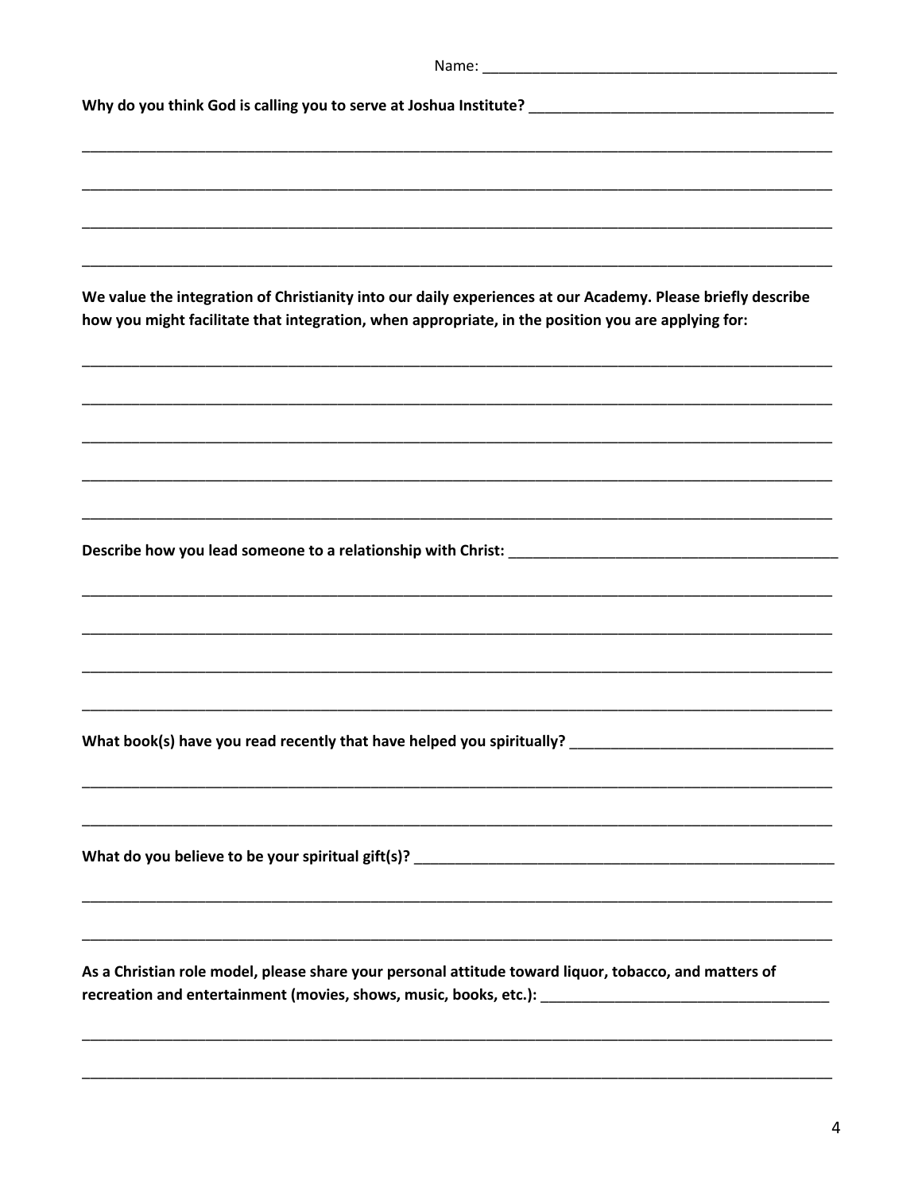Name: ____________________________________________

**Why do you think God is calling you to serve at Joshua Institute?** ______________________________________

_____________________________________________________________________________________________

_____________________________________________________________________________________________

_____________________________________________________________________________________________

_____________________________________________________________________________________________

**We value the integration of Christianity into our daily experiences at our Academy. Please briefly describe how you might facilitate that integration, when appropriate, in the position you are applying for:**

_____________________________________________________________________________________________

_____________________________________________________________________________________________

_____________________________________________________________________________________________

_____________________________________________________________________________________________

_____________________________________________________________________________________________

**Describe how you lead someone to a relationship with Christ:** __________________________________________

_____________________________________________________________________________________________

_____________________________________________________________________________________________

_____________________________________________________________________________________________

_____________________________________________________________________________________________

**What book(s) have you read recently that have helped you spiritually?** _________________________________

_____________________________________________________________________________________________

_____________________________________________________________________________________________

**What do you believe to be your spiritual gift(s)?** ______________________________________________________

_____________________________________________________________________________________________

_____________________________________________________________________________________________

**As a Christian role model, please share your personal attitude toward liquor, tobacco, and matters of recreation and entertainment (movies, shows, music, books, etc.):** ___________________________________

_____________________________________________________________________________________________

_____________________________________________________________________________________________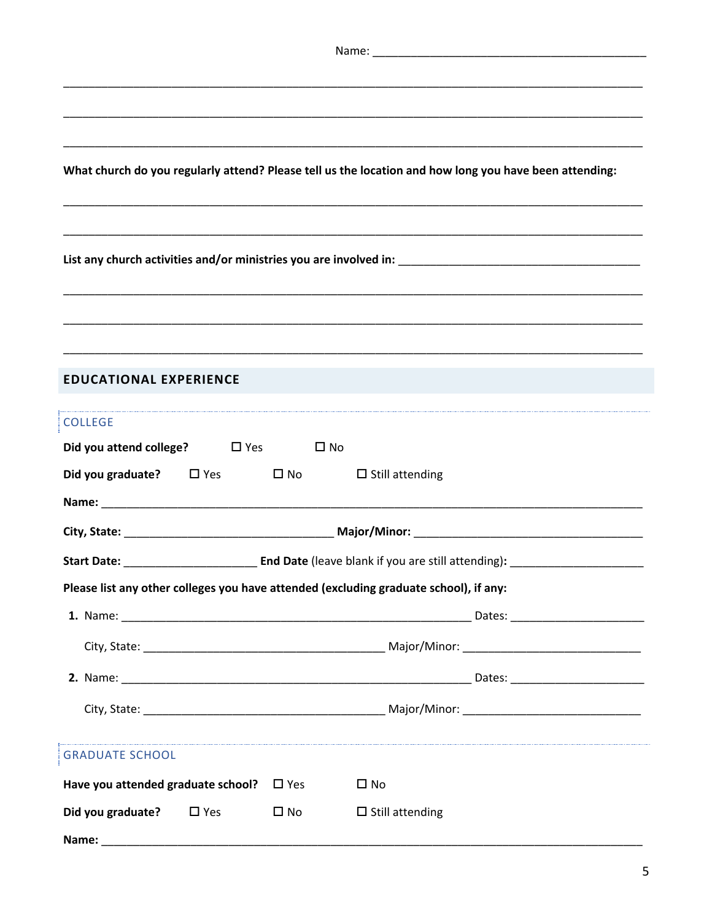Name: ________________________________________

________________________________________________________________________________

________________________________________________________________________________

________________________________________________________________________________

**What church do you regularly attend? Please tell us the location and how long you have been attending:**

________________________________________________________________________________

________________________________________________________________________________

**List any church activities and/or ministries you are involved in:** ________________________________

________________________________________________________________________________

________________________________________________________________________________

________________________________________________________________________________

## EDUCATIONAL EXPERIENCE

### COLLEGE

**Did you attend college?** ☐ Yes ☐ No

**Did you graduate?** ☐ Yes ☐ No ☐ Still attending

**Name:** ________________________________________________________________________

**City, State:** ______________________________ **Major/Minor:** ______________________________

**Start Date:** ____________________ **End Date** (leave blank if you are still attending)**:** ____________________

**Please list any other colleges you have attended (excluding graduate school), if any:**

**1.** Name: ____________________________________________________ Dates: ____________________

City, State: __________________________________ Major/Minor: __________________________

**2.** Name: ____________________________________________________ Dates: ____________________

City, State: __________________________________ Major/Minor: __________________________

### GRADUATE SCHOOL

**Have you attended graduate school?** ☐ Yes ☐ No

**Did you graduate?** ☐ Yes ☐ No ☐ Still attending

**Name:** ________________________________________________________________________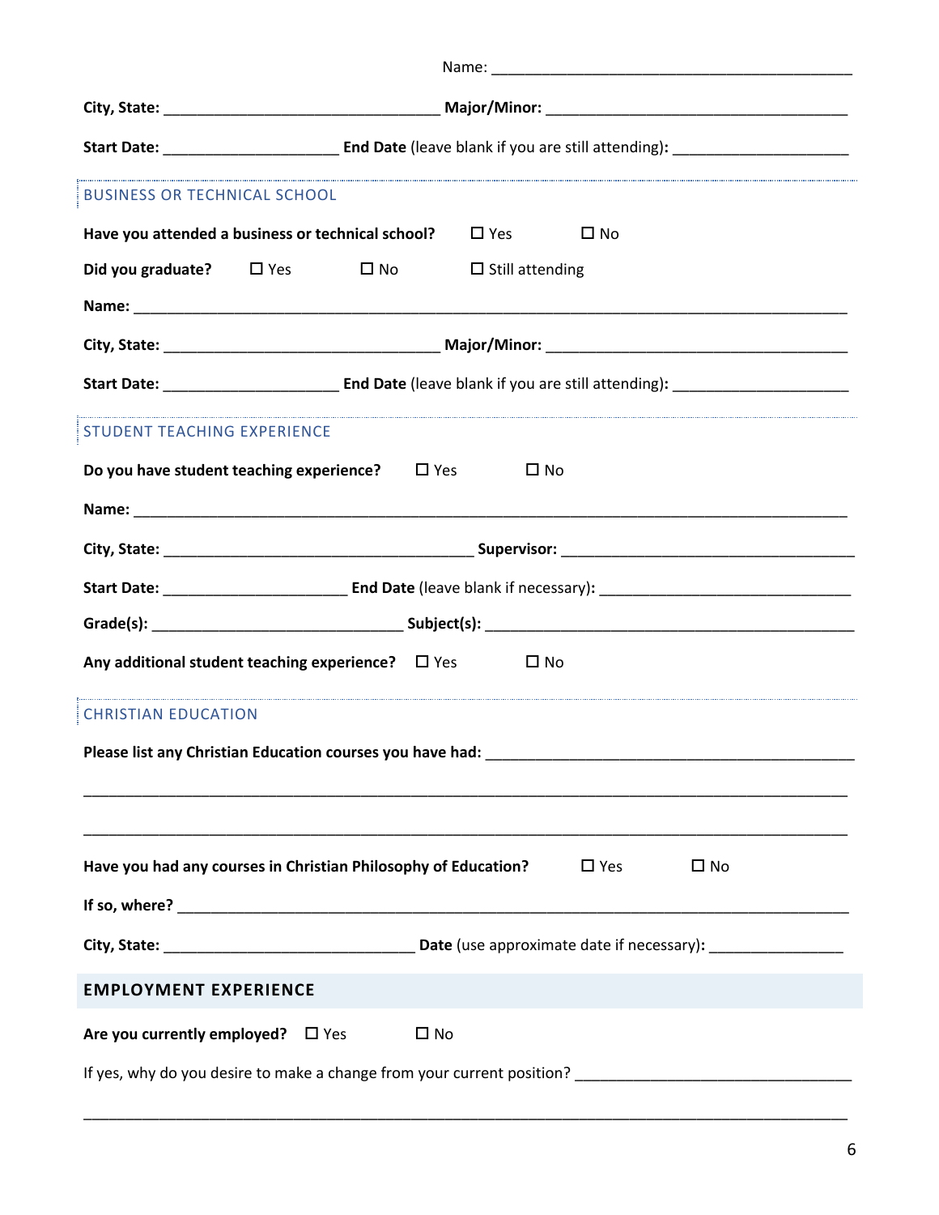Name: ___________________________________________

**City, State:** _________________________________ **Major/Minor:** ____________________________________

**Start Date:** ____________________ **End Date** (leave blank if you are still attending)**:** ____________________

### BUSINESS OR TECHNICAL SCHOOL

**Have you attended a business or technical school?** ☐ Yes ☐ No

**Did you graduate?** ☐ Yes ☐ No ☐ Still attending

**Name:** ________________________________________________________________________________

**City, State:** _________________________________ **Major/Minor:** ____________________________________

**Start Date:** ____________________ **End Date** (leave blank if you are still attending)**:** ____________________

### STUDENT TEACHING EXPERIENCE

**Do you have student teaching experience?** ☐ Yes ☐ No

**Name:** ________________________________________________________________________________

**City, State:** _____________________________________ **Supervisor:** ___________________________________

**Start Date:** ______________________ **End Date** (leave blank if necessary)**:** ______________________________

**Grade(s):** ______________________________ **Subject(s):** ____________________________________________

**Any additional student teaching experience?** ☐ Yes ☐ No

### CHRISTIAN EDUCATION

**Please list any Christian Education courses you have had:** ____________________________________________

________________________________________________________________________________________

________________________________________________________________________________________

**Have you had any courses in Christian Philosophy of Education?** ☐ Yes ☐ No

**If so, where?** ____________________________________________________________________________

**City, State:** ______________________________ **Date** (use approximate date if necessary)**:** ________________

## EMPLOYMENT EXPERIENCE

**Are you currently employed?** ☐ Yes ☐ No

If yes, why do you desire to make a change from your current position? ________________________________

________________________________________________________________________________________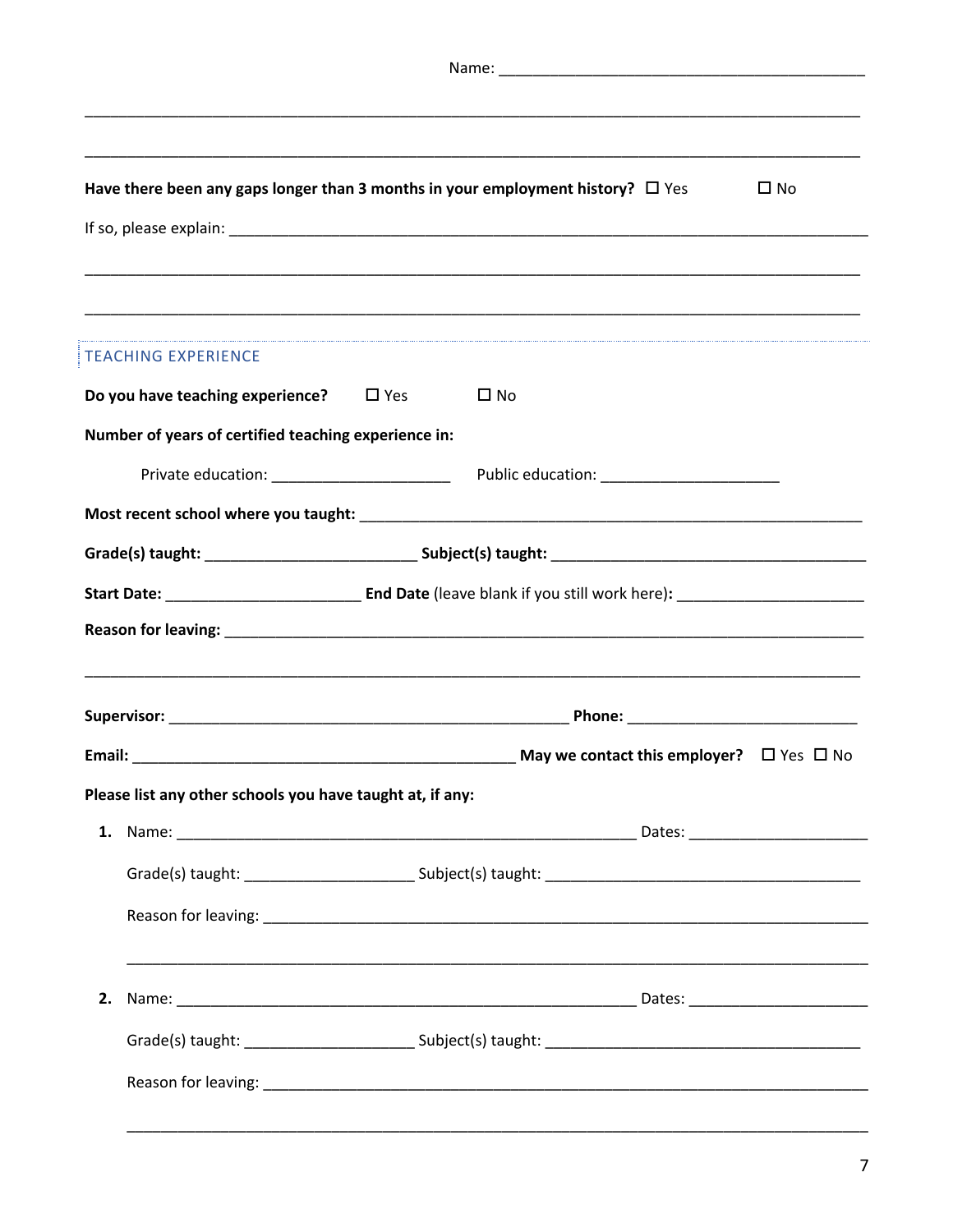Name: ____________________________________________

______________________________________________________________________________________________

______________________________________________________________________________________________

**Have there been any gaps longer than 3 months in your employment history?** ☐ Yes ☐ No

If so, please explain: ______________________________________________________________________

______________________________________________________________________________________________

______________________________________________________________________________________________

## TEACHING EXPERIENCE

**Do you have teaching experience?** ☐ Yes ☐ No

**Number of years of certified teaching experience in:**

Private education: ______________________ Public education: ______________________

**Most recent school where you taught:** ______________________________________________________________

**Grade(s) taught:** __________________________ **Subject(s) taught:** ______________________________________

**Start Date:** ________________________ **End Date** (leave blank if you still work here)**:** ______________________

**Reason for leaving:** _________________________________________________________________________

______________________________________________________________________________________________

**Supervisor:** __________________________________________________ **Phone:** ____________________________

**Email:** ________________________________________________ **May we contact this employer?** ☐ Yes ☐ No

**Please list any other schools you have taught at, if any:**

1. Name: _________________________________________________________ Dates: ______________________

   Grade(s) taught: _____________________ Subject(s) taught: ______________________________________

   Reason for leaving: ___________________________________________________________________________

   ___________________________________________________________________________________________

2. Name: _________________________________________________________ Dates: ______________________

   Grade(s) taught: _____________________ Subject(s) taught: ______________________________________

   Reason for leaving: ___________________________________________________________________________

   ___________________________________________________________________________________________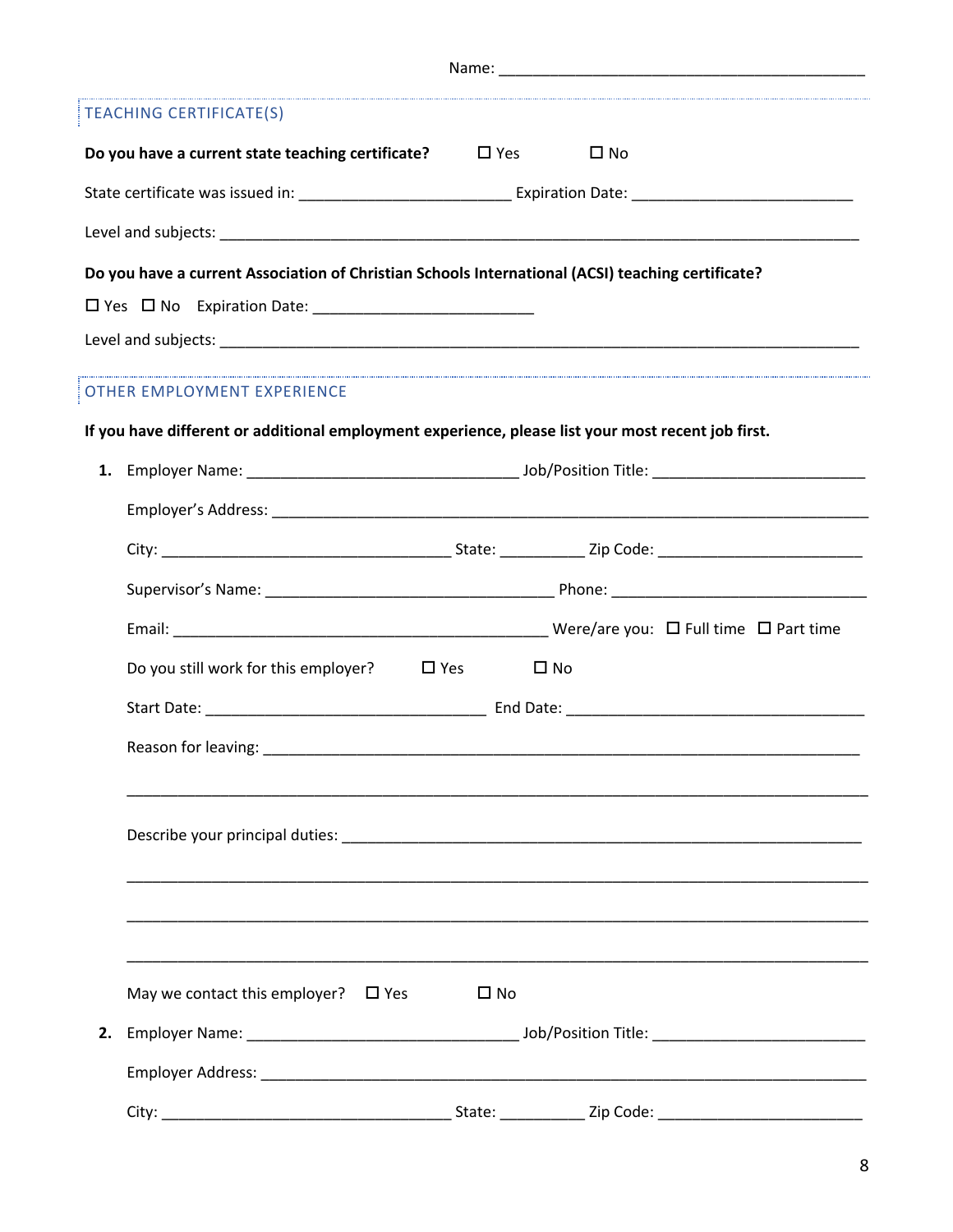Name: ___________________________________________

## TEACHING CERTIFICATE(S)

**Do you have a current state teaching certificate?** ☐ Yes ☐ No

State certificate was issued in: ________________________ Expiration Date: _________________________

Level and subjects: ___________________________________________________________________________

**Do you have a current Association of Christian Schools International (ACSI) teaching certificate?**

☐ Yes ☐ No Expiration Date: _________________________

Level and subjects: ___________________________________________________________________________

## OTHER EMPLOYMENT EXPERIENCE

**If you have different or additional employment experience, please list your most recent job first.**

1. Employer Name: _______________________________ Job/Position Title: ________________________

   Employer's Address: _____________________________________________________________________

   City: _________________________________ State: __________ Zip Code: ________________________

   Supervisor's Name: _________________________________ Phone: _____________________________

   Email: ___________________________________________ Were/are you: ☐ Full time ☐ Part time

   Do you still work for this employer? ☐ Yes ☐ No

   Start Date: ________________________________ End Date: __________________________________

   Reason for leaving: _______________________________________________________________________

   ________________________________________________________________________________________

   Describe your principal duties: _______________________________________________________________

   ________________________________________________________________________________________

   ________________________________________________________________________________________

   ________________________________________________________________________________________

   May we contact this employer? ☐ Yes ☐ No

2. Employer Name: _______________________________ Job/Position Title: ________________________

   Employer Address: ______________________________________________________________________

   City: _________________________________ State: __________ Zip Code: ________________________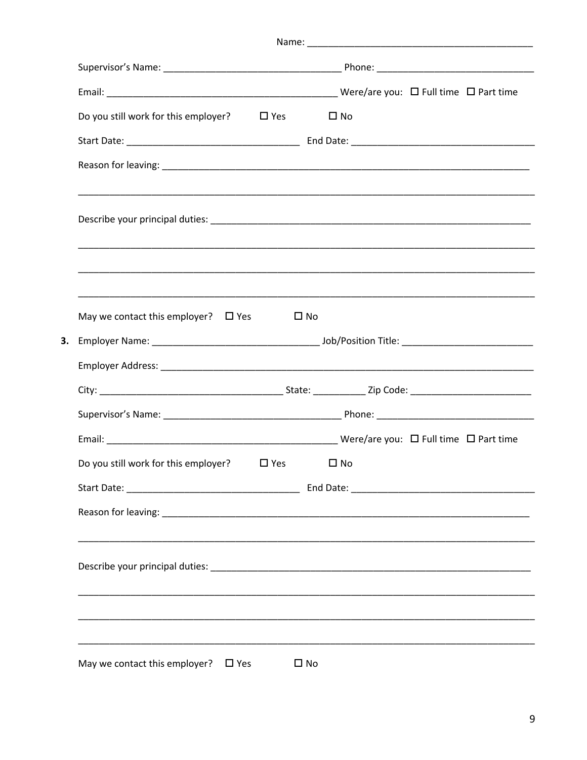Name: ___________________________________________

Supervisor's Name: ___________________________________ Phone: _______________________________

Email: ______________________________________________ Were/are you: ☐ Full time ☐ Part time

Do you still work for this employer? ☐ Yes ☐ No

Start Date: ___________________________________ End Date: ____________________________________

Reason for leaving: ____________________________________________________________________________

_____________________________________________________________________________________________

Describe your principal duties: __________________________________________________________________

_____________________________________________________________________________________________

_____________________________________________________________________________________________

_____________________________________________________________________________________________

May we contact this employer? ☐ Yes ☐ No

3. Employer Name: _________________________________ Job/Position Title: __________________________

Employer Address: _____________________________________________________________________________

City: _____________________________________ State: __________ Zip Code: ________________________

Supervisor's Name: ___________________________________ Phone: _______________________________

Email: ______________________________________________ Were/are you: ☐ Full time ☐ Part time

Do you still work for this employer? ☐ Yes ☐ No

Start Date: ___________________________________ End Date: ____________________________________

Reason for leaving: ____________________________________________________________________________

_____________________________________________________________________________________________

Describe your principal duties: __________________________________________________________________

_____________________________________________________________________________________________

_____________________________________________________________________________________________

_____________________________________________________________________________________________

May we contact this employer? ☐ Yes ☐ No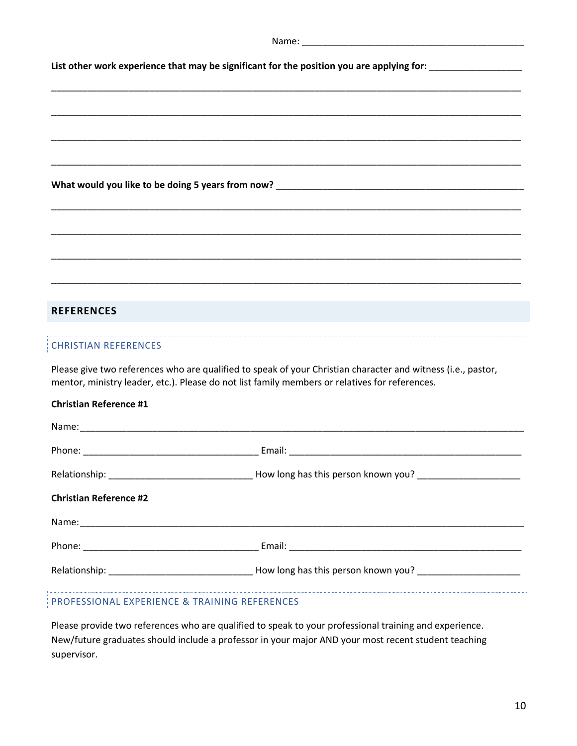Name: ___________________________________________

**List other work experience that may be significant for the position you are applying for:** __________________

______________________________________________________________________________________

______________________________________________________________________________________

______________________________________________________________________________________

______________________________________________________________________________________

**What would you like to be doing 5 years from now?** __________________________________________________

______________________________________________________________________________________

______________________________________________________________________________________

______________________________________________________________________________________

______________________________________________________________________________________

## REFERENCES

### CHRISTIAN REFERENCES

Please give two references who are qualified to speak of your Christian character and witness (i.e., pastor, mentor, ministry leader, etc.). Please do not list family members or relatives for references.

**Christian Reference #1**

Name: ________________________________________________________________________________

Phone: _________________________________ Email: ____________________________________________

Relationship: ___________________________ How long has this person known you? ___________________

**Christian Reference #2**

Name: ________________________________________________________________________________

Phone: _________________________________ Email: ____________________________________________

Relationship: ___________________________ How long has this person known you? ___________________

### PROFESSIONAL EXPERIENCE & TRAINING REFERENCES

Please provide two references who are qualified to speak to your professional training and experience. New/future graduates should include a professor in your major AND your most recent student teaching supervisor.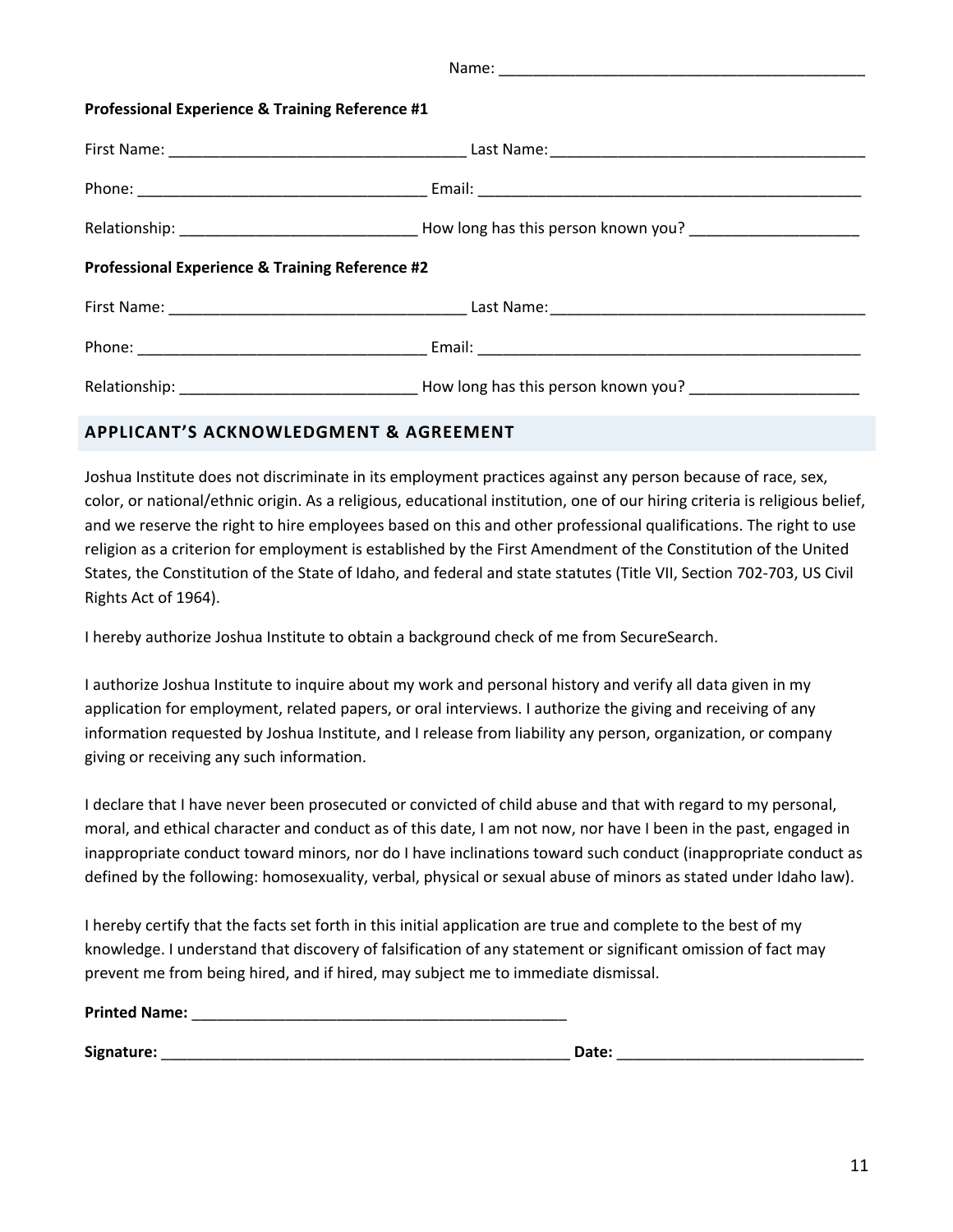Name: ___________________________________________

**Professional Experience & Training Reference #1**

First Name: __________________________________ Last Name: ____________________________________

Phone: _________________________________ Email: ______________________________________________

Relationship: ____________________________ How long has this person known you? ____________________

**Professional Experience & Training Reference #2**

First Name: __________________________________ Last Name: ____________________________________

Phone: _________________________________ Email: ______________________________________________

Relationship: ____________________________ How long has this person known you? ____________________

## APPLICANT'S ACKNOWLEDGMENT & AGREEMENT

Joshua Institute does not discriminate in its employment practices against any person because of race, sex, color, or national/ethnic origin. As a religious, educational institution, one of our hiring criteria is religious belief, and we reserve the right to hire employees based on this and other professional qualifications. The right to use religion as a criterion for employment is established by the First Amendment of the Constitution of the United States, the Constitution of the State of Idaho, and federal and state statutes (Title VII, Section 702-703, US Civil Rights Act of 1964).

I hereby authorize Joshua Institute to obtain a background check of me from SecureSearch.

I authorize Joshua Institute to inquire about my work and personal history and verify all data given in my application for employment, related papers, or oral interviews. I authorize the giving and receiving of any information requested by Joshua Institute, and I release from liability any person, organization, or company giving or receiving any such information.

I declare that I have never been prosecuted or convicted of child abuse and that with regard to my personal, moral, and ethical character and conduct as of this date, I am not now, nor have I been in the past, engaged in inappropriate conduct toward minors, nor do I have inclinations toward such conduct (inappropriate conduct as defined by the following: homosexuality, verbal, physical or sexual abuse of minors as stated under Idaho law).

I hereby certify that the facts set forth in this initial application are true and complete to the best of my knowledge. I understand that discovery of falsification of any statement or significant omission of fact may prevent me from being hired, and if hired, may subject me to immediate dismissal.

**Printed Name:** ____________________________________________

**Signature:** _________________________________________________ **Date:** _____________________________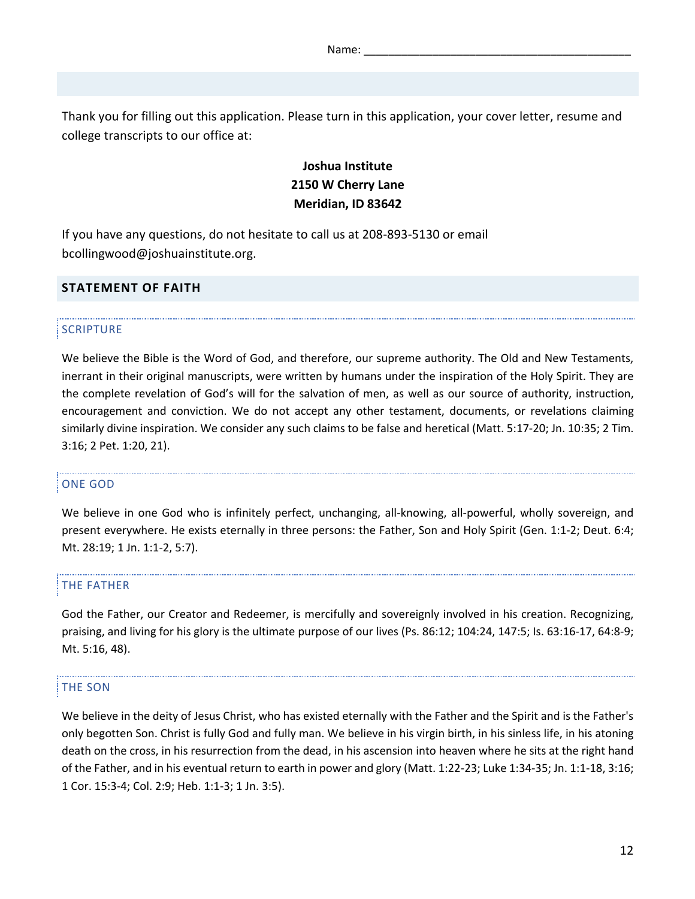Name: ___________________________________________

Thank you for filling out this application. Please turn in this application, your cover letter, resume and college transcripts to our office at:

**Joshua Institute**
**2150 W Cherry Lane**
**Meridian, ID 83642**

If you have any questions, do not hesitate to call us at 208-893-5130 or email bcollingwood@joshuainstitute.org.

## STATEMENT OF FAITH

### SCRIPTURE

We believe the Bible is the Word of God, and therefore, our supreme authority. The Old and New Testaments, inerrant in their original manuscripts, were written by humans under the inspiration of the Holy Spirit. They are the complete revelation of God's will for the salvation of men, as well as our source of authority, instruction, encouragement and conviction. We do not accept any other testament, documents, or revelations claiming similarly divine inspiration. We consider any such claims to be false and heretical (Matt. 5:17-20; Jn. 10:35; 2 Tim. 3:16; 2 Pet. 1:20, 21).

### ONE GOD

We believe in one God who is infinitely perfect, unchanging, all-knowing, all-powerful, wholly sovereign, and present everywhere. He exists eternally in three persons: the Father, Son and Holy Spirit (Gen. 1:1-2; Deut. 6:4; Mt. 28:19; 1 Jn. 1:1-2, 5:7).

### THE FATHER

God the Father, our Creator and Redeemer, is mercifully and sovereignly involved in his creation. Recognizing, praising, and living for his glory is the ultimate purpose of our lives (Ps. 86:12; 104:24, 147:5; Is. 63:16-17, 64:8-9; Mt. 5:16, 48).

### THE SON

We believe in the deity of Jesus Christ, who has existed eternally with the Father and the Spirit and is the Father's only begotten Son. Christ is fully God and fully man. We believe in his virgin birth, in his sinless life, in his atoning death on the cross, in his resurrection from the dead, in his ascension into heaven where he sits at the right hand of the Father, and in his eventual return to earth in power and glory (Matt. 1:22-23; Luke 1:34-35; Jn. 1:1-18, 3:16; 1 Cor. 15:3-4; Col. 2:9; Heb. 1:1-3; 1 Jn. 3:5).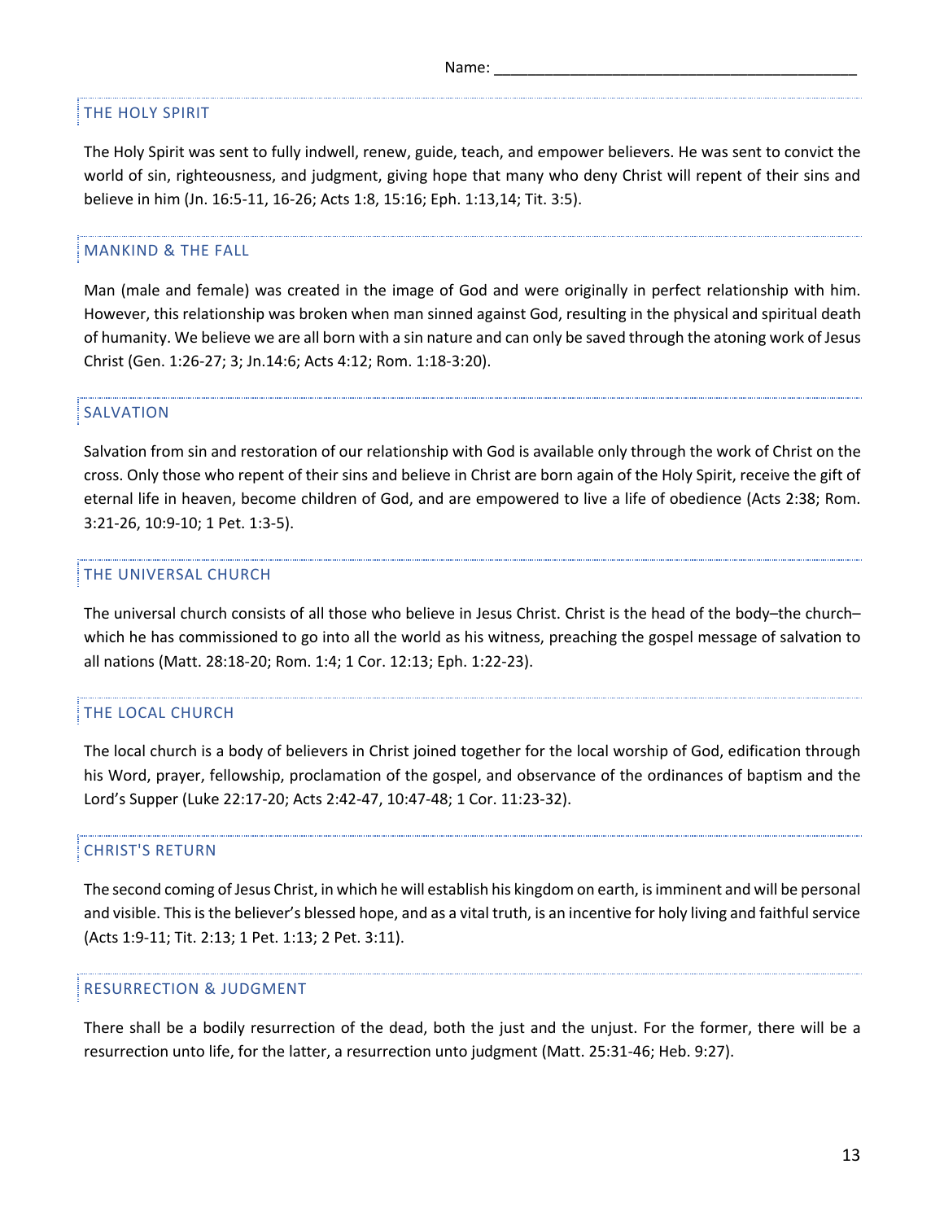Name: \_\_\_\_\_\_\_\_\_\_\_\_\_\_\_\_\_\_\_\_\_\_\_\_\_\_\_\_\_\_\_\_\_\_\_\_\_\_\_\_\_\_\_\_

## THE HOLY SPIRIT

The Holy Spirit was sent to fully indwell, renew, guide, teach, and empower believers. He was sent to convict the world of sin, righteousness, and judgment, giving hope that many who deny Christ will repent of their sins and believe in him (Jn. 16:5-11, 16-26; Acts 1:8, 15:16; Eph. 1:13,14; Tit. 3:5).

## MANKIND & THE FALL

Man (male and female) was created in the image of God and were originally in perfect relationship with him. However, this relationship was broken when man sinned against God, resulting in the physical and spiritual death of humanity. We believe we are all born with a sin nature and can only be saved through the atoning work of Jesus Christ (Gen. 1:26-27; 3; Jn.14:6; Acts 4:12; Rom. 1:18-3:20).

## SALVATION

Salvation from sin and restoration of our relationship with God is available only through the work of Christ on the cross. Only those who repent of their sins and believe in Christ are born again of the Holy Spirit, receive the gift of eternal life in heaven, become children of God, and are empowered to live a life of obedience (Acts 2:38; Rom. 3:21-26, 10:9-10; 1 Pet. 1:3-5).

## THE UNIVERSAL CHURCH

The universal church consists of all those who believe in Jesus Christ. Christ is the head of the body–the church–which he has commissioned to go into all the world as his witness, preaching the gospel message of salvation to all nations (Matt. 28:18-20; Rom. 1:4; 1 Cor. 12:13; Eph. 1:22-23).

## THE LOCAL CHURCH

The local church is a body of believers in Christ joined together for the local worship of God, edification through his Word, prayer, fellowship, proclamation of the gospel, and observance of the ordinances of baptism and the Lord's Supper (Luke 22:17-20; Acts 2:42-47, 10:47-48; 1 Cor. 11:23-32).

## CHRIST'S RETURN

The second coming of Jesus Christ, in which he will establish his kingdom on earth, is imminent and will be personal and visible. This is the believer's blessed hope, and as a vital truth, is an incentive for holy living and faithful service (Acts 1:9-11; Tit. 2:13; 1 Pet. 1:13; 2 Pet. 3:11).

## RESURRECTION & JUDGMENT

There shall be a bodily resurrection of the dead, both the just and the unjust. For the former, there will be a resurrection unto life, for the latter, a resurrection unto judgment (Matt. 25:31-46; Heb. 9:27).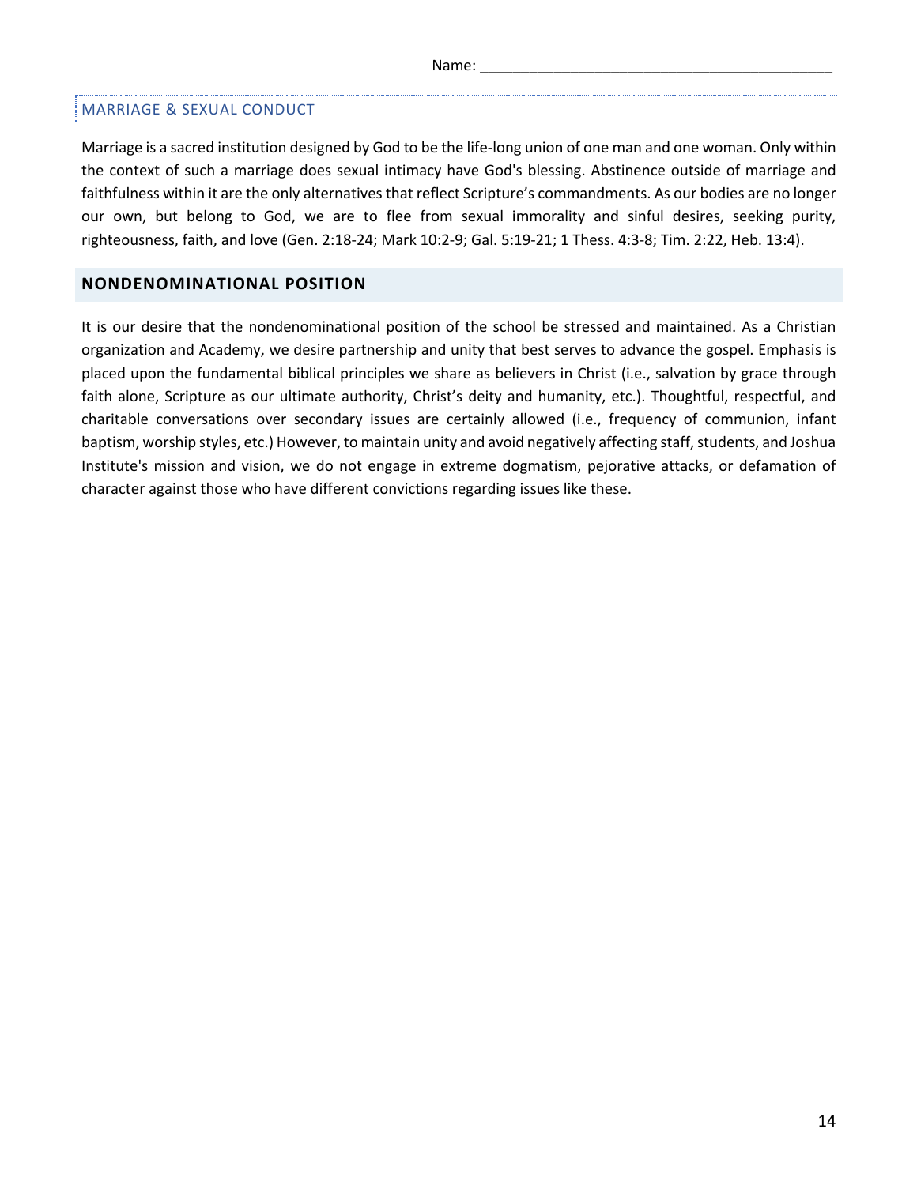Name: ___________________________________________

## MARRIAGE & SEXUAL CONDUCT

Marriage is a sacred institution designed by God to be the life-long union of one man and one woman. Only within the context of such a marriage does sexual intimacy have God's blessing. Abstinence outside of marriage and faithfulness within it are the only alternatives that reflect Scripture's commandments. As our bodies are no longer our own, but belong to God, we are to flee from sexual immorality and sinful desires, seeking purity, righteousness, faith, and love (Gen. 2:18-24; Mark 10:2-9; Gal. 5:19-21; 1 Thess. 4:3-8; Tim. 2:22, Heb. 13:4).

## NONDENOMINATIONAL POSITION

It is our desire that the nondenominational position of the school be stressed and maintained. As a Christian organization and Academy, we desire partnership and unity that best serves to advance the gospel. Emphasis is placed upon the fundamental biblical principles we share as believers in Christ (i.e., salvation by grace through faith alone, Scripture as our ultimate authority, Christ's deity and humanity, etc.). Thoughtful, respectful, and charitable conversations over secondary issues are certainly allowed (i.e., frequency of communion, infant baptism, worship styles, etc.) However, to maintain unity and avoid negatively affecting staff, students, and Joshua Institute's mission and vision, we do not engage in extreme dogmatism, pejorative attacks, or defamation of character against those who have different convictions regarding issues like these.